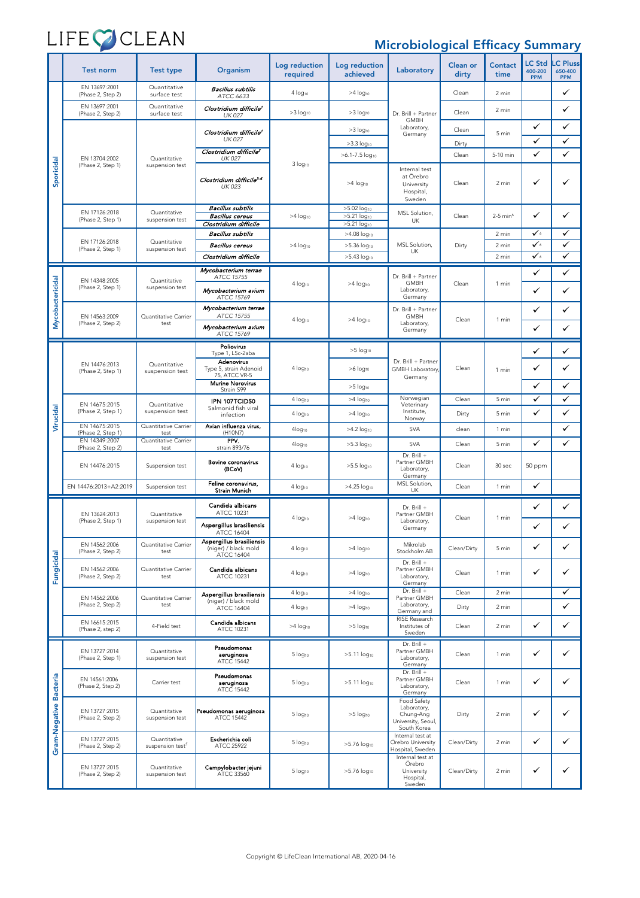# LIFE CLEAN

## Microbiological Efficacy Summary

| | Test norm | Test type | Organism | Log reduction required | Log reduction achieved | Laboratory | Clean or dirty | Contact time | LC Std 400-200 PPM | LC Pluss 650-400 PPM |
|---|---|---|---|---|---|---|---|---|---|---|
| Sporicidal | EN 13697:2001 (Phase 2, Step 2) | Quantitative surface test | ***Bacillus subtilis*** *ATCC 6633* | 4 $log_{10}$ | >4 $log_{10}$ | Dr. Brill + Partner GMBH Laboratory, Germany | Clean | 2 min | | ✓ |
| | EN 13697:2001 (Phase 2, Step 2) | Quantitative surface test | ***Clostridium difficile***[1] *UK 027* | >3 $log_{10}$ | >3 $log_{10}$ | | Clean | 2 min | | ✓ |
| | EN 13704:2002 (Phase 2, Step 1) | Quantitative suspension test | ***Clostridium difficile***[1] *UK 027* | 3 $log_{10}$ | >3 $log_{10}$ | | Clean | 5 min | ✓ | ✓ |
| | | | | | >3.3 $log_{10}$ | | Dirty | | ✓ | ✓ |
| | | | ***Clostridium difficile***[2] *UK 027* | | >6.1-7.5 $log_{10}$ | | Clean | 5-10 min | ✓ | ✓ |
| | | | ***Clostridium difficile***[3,4] *UK 023* | | >4 $log_{10}$ | Internal test at Örebro University Hospital, Sweden | Clean | 2 min | ✓ | ✓ |
| | EN 17126:2018 (Phase 2, Step 1) | Quantitative suspension test | ***Bacillus subtilis*** | >4 $log_{10}$ | >5.02 $log_{10}$ | MSL Solution, UK | Clean | 2-5 min[6] | ✓ | ✓ |
| | | | ***Bacillus cereus*** | | >5.21 $log_{10}$ | | | | | |
| | | | ***Clostridium difficile*** | | >5.21 $log_{10}$ | | | | | |
| | EN 17126:2018 (Phase 2, Step 1) | Quantitative suspension test | ***Bacillus subtilis*** | >4 $log_{10}$ | >4.08 $log_{10}$ | MSL Solution, UK | Dirty | 2 min | ✓[6] | ✓ |
| | | | ***Bacillus cereus*** | | >5.36 $log_{10}$ | | | 2 min | ✓[6] | ✓ |
| | | | ***Clostridium difficile*** | | >5.43 $log_{10}$ | | | 2 min | ✓[6] | ✓ |
| Mycobactericidal | EN 14348:2005 (Phase 2, Step 1) | Quantitative suspension test | ***Mycobacterium terrae*** ATCC 15755 | 4 $log_{10}$ | >4 $log_{10}$ | Dr. Brill + Partner GMBH Laboratory, Germany | Clean | 1 min | ✓ | ✓ |
| | | | ***Mycobacterium avium*** ATCC 15769 | | | | | | ✓ | ✓ |
| | EN 14563:2009 (Phase 2, Step 2) | Quantitative Carrier test | ***Mycobacterium terrae*** ATCC 15755 | 4 $log_{10}$ | >4 $log_{10}$ | Dr. Brill + Partner GMBH Laboratory, Germany | Clean | 1 min | ✓ | ✓ |
| | | | ***Mycobacterium avium*** ATCC 15769 | | | | | | ✓ | ✓ |
| Virucidal | EN 14476:2013 (Phase 2, Step 1) | Quantitative suspension test | **Poliovirus** Type 1, LSc-2aba | 4 $log_{10}$ | >5 $log_{10}$ | Dr. Brill + Partner GMBH Laboratory, Germany | Clean | 1 min | ✓ | ✓ |
| | | | **Adenovirus** Type 5, strain Adenoid 75, ATCC VR-5 | | >6 $log_{10}$ | | | | ✓ | ✓ |
| | | | **Murine Norovirus** Strain S99 | | >5 $log_{10}$ | | | | ✓ | ✓ |
| | EN 14675:2015 (Phase 2, Step 1) | Quantitative suspension test | **IPN 107TCID50** Salmonid fish viral infection | 4 $log_{10}$ | >4 $log_{10}$ | Norwegian Veterinary Institute, Norway | Clean | 5 min | ✓ | ✓ |
| | | | | 4 $log_{10}$ | >4 $log_{10}$ | | Dirty | 5 min | ✓ | ✓ |
| | EN 14675:2015 (Phase 2, Step 1) | Quantitative Carrier test | **Avian influenza virus,** (H10N7) | 4$log_{10}$ | >4.2 $log_{10}$ | SVA | clean | 1 min | | ✓ |
| | EN 14349:2007 (Phase 2, Step 2) | Quantitative Carrier test | **PPV,** strain 893/76 | 4$log_{10}$ | >5.3 $log_{10}$ | SVA | Clean | 5 min | ✓ | ✓ |
| | EN 14476:2015 | Suspension test | **Bovine coronavirus (BCoV)** | 4 $log_{10}$ | >5.5 $log_{10}$ | Dr. Brill + Partner GMBH Laboratory, Germany | Clean | 30 sec | 50 ppm | |
| | EN 14476:2013+A2:2019 | Suspension test | **Feline coronavirus, Strain Munich** | 4 $log_{10}$ | >4.25 $log_{10}$ | MSL Solution, UK | Clean | 1 min | ✓ | |
| Fungicidal | EN 13624:2013 (Phase 2, Step 1) | Quantitative suspension test | **Candida albicans** ATCC 10231 | 4 $log_{10}$ | >4 $log_{10}$ | Dr. Brill + Partner GMBH Laboratory, Germany | Clean | 1 min | ✓ | ✓ |
| | | | **Aspergillus brasiliensis** ATCC 16404 | | | | | | ✓ | ✓ |
| | EN 14562:2006 (Phase 2, Step 2) | Quantitative Carrier test | **Aspergillus brasiliensis** (niger) / black mold ATCC 16404 | 4 $log_{10}$ | >4 $log_{10}$ | Mikrolab Stockholm AB | Clean/Dirty | 5 min | ✓ | ✓ |
| | EN 14562:2006 (Phase 2, Step 2) | Quantitative Carrier test | **Candida albicans** ATCC 10231 | 4 $log_{10}$ | >4 $log_{10}$ | Dr. Brill + Partner GMBH Laboratory, Germany | Clean | 1 min | ✓ | ✓ |
| | EN 14562:2006 (Phase 2, Step 2) | Quantitative Carrier test | **Aspergillus brasiliensis** (niger) / black mold ATCC 16404 | 4 $log_{10}$ | >4 $log_{10}$ | Dr. Brill + Partner GMBH Laboratory, Germany and | Clean | 2 min | | ✓ |
| | | | | 4 $log_{10}$ | >4 $log_{10}$ | | Dirty | 2 min | | ✓ |
| | EN 16615:2015 (Phase 2, step 2) | 4-Field test | **Candida albicans** ATCC 10231 | >4 $log_{10}$ | >5 $log_{10}$ | RISE Research Institutes of Sweden | Clean | 2 min | ✓ | ✓ |
| Gram-Negative Bacteria | EN 13727:2014 (Phase 2, Step 1) | Quantitative suspension test | **Pseudomonas aeruginosa** ATCC 15442 | 5 $log_{10}$ | >5.11 $log_{10}$ | Dr. Brill + Partner GMBH Laboratory, Germany | Clean | 1 min | ✓ | ✓ |
| | EN 14561:2006 (Phase 2, Step 2) | Carrier test | **Pseudomonas aeruginosa** ATCC 15442 | 5 $log_{10}$ | >5.11 $log_{10}$ | Dr. Brill + Partner GMBH Laboratory, Germany | Clean | 1 min | ✓ | ✓ |
| | EN 13727:2015 (Phase 2, Step 2) | Quantitative suspension test | **Pseudomonas aeruginosa** ATCC 15442 | 5 $log_{10}$ | >5 $log_{10}$ | Food Safety Laboratory, Chung-Ang University, Seoul, South Korea | Dirty | 2 min | ✓ | ✓ |
| | EN 13727:2015 (Phase 2, Step 2) | Quantitative suspension test[5] | **Escherichia coli** ATCC 25922 | 5 $log_{10}$ | >5.76 $log_{10}$ | Internal test at Örebro University Hospital, Sweden | Clean/Dirty | 2 min | ✓ | ✓ |
| | EN 13727:2015 (Phase 2, Step 2) | Quantitative suspension test | **Campylobacter jejuni** ATCC 33560 | 5 $log_{10}$ | >5.76 $log_{10}$ | Internal test at Örebro University Hospital, Sweden | Clean/Dirty | 2 min | ✓ | ✓ |

Copyright © LifeClean International AB, 2020-04-16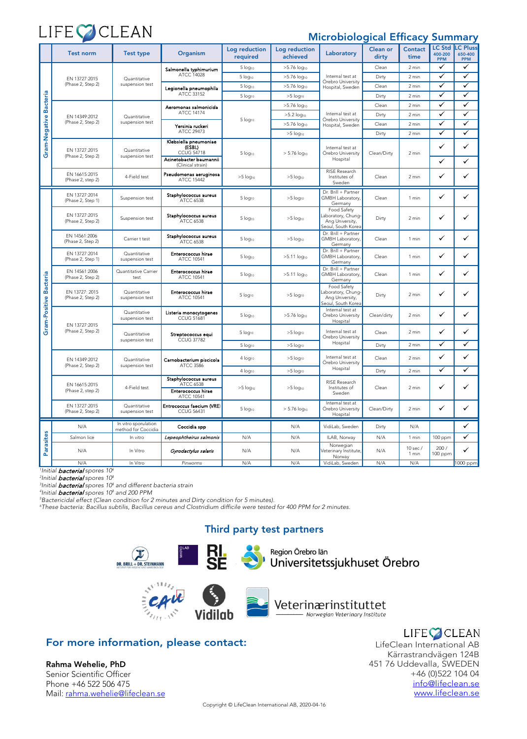# LIFE CLEAN

## Microbiological Efficacy Summary

| | Test norm | Test type | Organism | Log reduction required | Log reduction achieved | Laboratory | Clean or dirty | Contact time | LC Std 400-200 PPM | LC Pluss 650-400 PPM |
|---|---|---|---|---|---|---|---|---|---|---|
| Gram-Negative Bacteria | EN 13727:2015 (Phase 2, Step 2) | Quantitative suspension test | Salmonella typhimurium ATCC 14028 | 5 $\log_{10}$ | >5.76 $\log_{10}$ | Internal test at Örebro University Hospital, Sweden | Clean | 2 min | ✓ | ✓ |
| | | | | 5 $\log_{10}$ | >5.76 $\log_{10}$ | | Dirty | 2 min | ✓ | ✓ |
| | | | Legionella pneumophila ATCC 33152 | 5 $\log_{10}$ | >5.76 $\log_{10}$ | | Clean | 2 min | ✓ | ✓ |
| | | | | 5 $\log_{10}$ | >5 $\log_{10}$ | | Dirty | 2 min | ✓ | ✓ |
| | EN 14349:2012 (Phase 2, Step 2) | Quantitative suspension test | Aeromonas salmonicida ATCC 14174 | 5 $\log_{10}$ | >5.76 $\log_{10}$ | Internal test at Orebro University Hospital, Sweden | Clean | 2 min | ✓ | ✓ |
| | | | | | >5.2 $\log_{10}$ | | Dirty | 2 min | ✓ | ✓ |
| | | | Yersinia ruckeri ATCC 29473 | | >5.76 $\log_{10}$ | | Clean | 2 min | ✓ | ✓ |
| | | | | | >5 $\log_{10}$ | | Dirty | 2 min | ✓ | ✓ |
| | EN 13727:2015 (Phase 2, Step 2) | Quantitative suspension test | Klebsiella pneumoniae (ESBL) CCUG 54718 | 5 $\log_{10}$ | > 5.76 $\log_{10}$ | Internal test at Orebro University Hospital | Clean/Dirty | 2 min | ✓ | ✓ |
| | | | Acinetobacter baumannii (Clinical strain) | | | | | | ✓ | ✓ |
| | EN 16615:2015 (Phase 2, step 2) | 4-Field test | Pseudomonas aeruginosa ATCC 15442 | >5 $\log_{10}$ | >5 $\log_{10}$ | RISE Research Institutes of Sweden | Clean | 2 min | ✓ | ✓ |
| Gram-Positive Bacteria | EN 13727:2014 (Phase 2, Step 1) | Suspension test | Staphylococcus aureus ATCC 6538 | 5 $\log_{10}$ | >5 $\log_{10}$ | Dr. Brill + Partner GMBH Laboratory, Germany | Clean | 1 min | ✓ | ✓ |
| | EN 13727:2015 (Phase 2, Step 2) | Suspension test | Staphylococcus aureus ATCC 6538 | 5 $\log_{10}$ | >5 $\log_{10}$ | Food Safety Laboratory, Chung-Ang University, Seoul, South Korea | Dirty | 2 min | ✓ | ✓ |
| | EN 14561:2006 (Phase 2, Step 2) | Carrier t test | Staphylococcus aureus ATCC 6538 | 5 $\log_{10}$ | >5 $\log_{10}$ | Dr. Brill + Partner GMBH Laboratory, Germany | Clean | 1 min | ✓ | ✓ |
| | EN 13727:2014 (Phase 2, Step 1) | Quantitative suspension test | Enterococcus hirae ATCC 10541 | 5 $\log_{10}$ | >5.11 $\log_{10}$ | Dr. Brill + Partner GMBH Laboratory, Germany | Clean | 1 min | ✓ | ✓ |
| | EN 14561:2006 (Phase 2, Step 2) | Quantitative Carrier test | Enterococcus hirae ATCC 10541 | 5 $\log_{10}$ | >5.11 $\log_{10}$ | Dr. Brill + Partner GMBH Laboratory, Germany | Clean | 1 min | ✓ | ✓ |
| | EN 13727: 2015 (Phase 2, Step 2) | Quantitative suspension test | Enterococcus hirae ATCC 10541 | 5 $\log_{10}$ | >5 $\log_{10}$ | Food Safety Laboratory, Chung-Ang University, Seoul, South Korea | Dirty | 2 min | ✓ | ✓ |
| | EN 13727:2015 (Phase 2, Step 2) | Quantitative suspension test | Listeria monocytogenes CCUG 51681 | 5 $\log_{10}$ | >5.76 $\log_{10}$ | Internal test at Orebro University Hospital | Clean/dirty | 2 min | ✓ | ✓ |
| | | Quantitative suspension test | Streptococcus equi CCUG 37782 | 5 $\log_{10}$ | >5 $\log_{10}$ | Internal test at Orebro University Hospital | Clean | 2 min | ✓ | ✓ |
| | | | | 5 $\log_{10}$ | >5 $\log_{10}$ | | Dirty | 2 min | ✓ | ✓ |
| | EN 14349:2012 (Phase 2, Step 2) | Quantitative suspension test | Carnobacterium piscicola ATCC 3586 | 4 $\log_{10}$ | >5 $\log_{10}$ | Internal test at Orebro University Hospital | Clean | 2 min | ✓ | ✓ |
| | | | | 4 $\log_{10}$ | >5 $\log_{10}$ | | Dirty | 2 min | ✓ | ✓ |
| | EN 16615:2015 (Phase 2, step 2) | 4-Field test | Staphylococcus aureus ATCC 6538; Enterococcus hirae ATCC 10541 | >5 $\log_{10}$ | >5 $\log_{10}$ | RISE Research Institutes of Sweden | Clean | 2 min | ✓ | ✓ |
| | EN 13727:2015 (Phase 2, Step 2) | Quantitative suspension test | Entrococcus faecium (VRE) CCUG 56431 | 5 $\log_{10}$ | > 5.76 $\log_{10}$ | Internal test at Orebro University Hospital | Clean/Dirty | 2 min | ✓ | ✓ |
| Parasites | N/A | In vitro sporulation method for Coccidia | Coccidia spp | | N/A | VidiLab, Sweden | Dirty | N/A | | ✓ |
| | Salmon lice | In vitro | *Lepeophtheirus salmonis* | N/A | N/A | ILAB, Norway | N/A | 1 min | 100 ppm | ✓ |
| | N/A | In Vitro | *Gyrodactylus salaris* | N/A | N/A | Norwegian Veterinary Institute, Norway | N/A | 10 sec / 1 min | 200 / 100 ppm | ✓ |
| | N/A | In Vitro | *Pinworms* | N/A | N/A | VidiLab, Sweden | N/A | N/A | | 1000 ppm |

[1]Initial ***bacterial*** spores $10^6$
[2]Initial ***bacterial*** spores $10^8$
[3]Initial ***bacterial*** spores $10^8$ and different bacteria strain
[4]Initial ***bacterial*** spores $10^8$ and 200 PPM
[5]Bactericidal effect (Clean condition for 2 minutes and Dirty condition for 5 minutes).
[6]These bacteria: Bacillus subtilis, Bacillus cereus and Clostridium difficile were tested for 400 PPM for 2 minutes.

## Third party test partners

DR. BRILL + DR. STEINMANN
RISE
Region Örebro län Universitetssjukhuset Örebro
CAU
Vidilab
Veterinærinstituttet Norwegian Veterinary Institute

## For more information, please contact:

**Rahma Wehelie, PhD**
Senior Scientific Officer
Phone +46 522 506 475
Mail: rahma.wehelie@lifeclean.se

LIFE CLEAN
LifeClean International AB
Kärrastrandvägen 124B
451 76 Uddevalla, SWEDEN
+46 (0)522 104 04
info@lifeclean.se
www.lifeclean.se

Copyright © LifeClean International AB, 2020-04-16